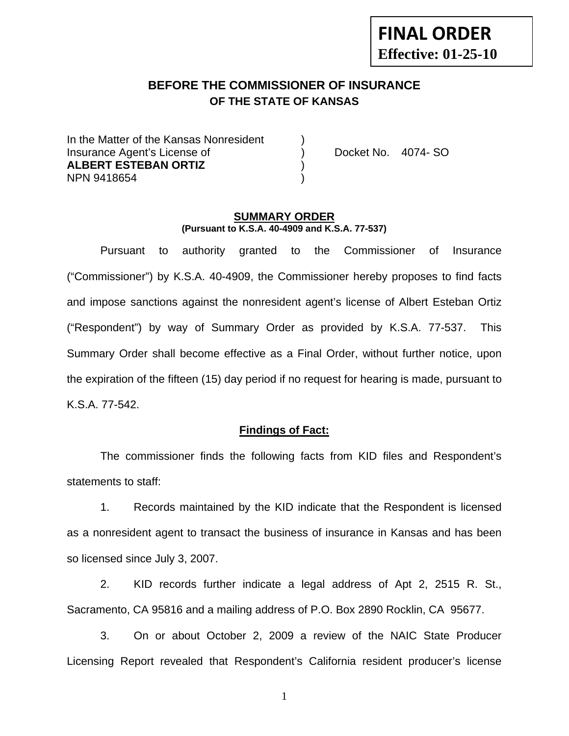**FINAL ORDER**
**Effective: 01-25-10**

## BEFORE THE COMMISSIONER OF INSURANCE
### OF THE STATE OF KANSAS

In the Matter of the Kansas Nonresident )
Insurance Agent's License of ) Docket No. 4074- SO
**ALBERT ESTEBAN ORTIZ** )
NPN 9418654 )

**SUMMARY ORDER**
**(Pursuant to K.S.A. 40-4909 and K.S.A. 77-537)**

Pursuant to authority granted to the Commissioner of Insurance ("Commissioner") by K.S.A. 40-4909, the Commissioner hereby proposes to find facts and impose sanctions against the nonresident agent's license of Albert Esteban Ortiz ("Respondent") by way of Summary Order as provided by K.S.A. 77-537. This Summary Order shall become effective as a Final Order, without further notice, upon the expiration of the fifteen (15) day period if no request for hearing is made, pursuant to K.S.A. 77-542.

**Findings of Fact:**

The commissioner finds the following facts from KID files and Respondent's statements to staff:

1. Records maintained by the KID indicate that the Respondent is licensed as a nonresident agent to transact the business of insurance in Kansas and has been so licensed since July 3, 2007.

2. KID records further indicate a legal address of Apt 2, 2515 R. St., Sacramento, CA 95816 and a mailing address of P.O. Box 2890 Rocklin, CA 95677.

3. On or about October 2, 2009 a review of the NAIC State Producer Licensing Report revealed that Respondent's California resident producer's license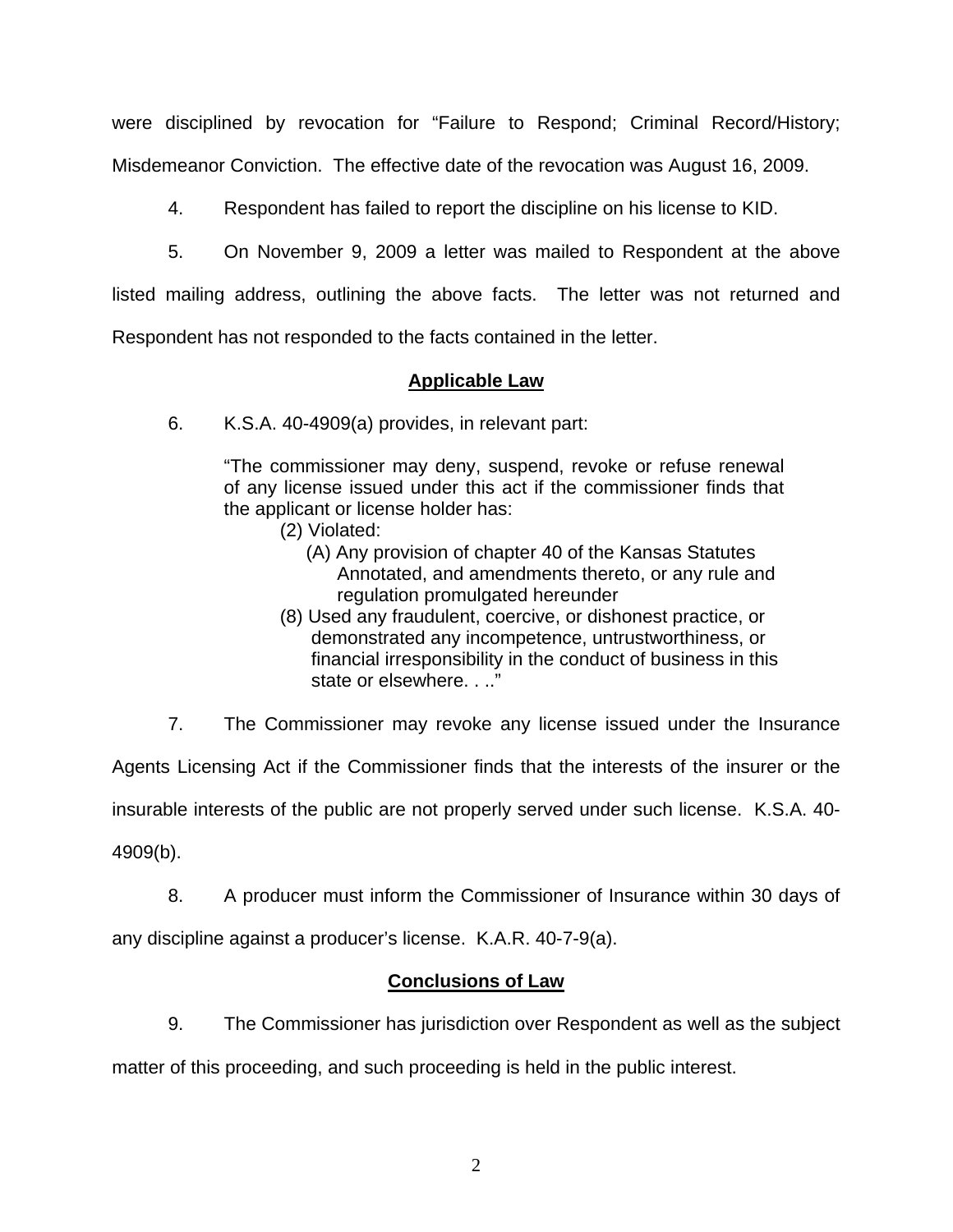were disciplined by revocation for "Failure to Respond; Criminal Record/History; Misdemeanor Conviction. The effective date of the revocation was August 16, 2009.

4. Respondent has failed to report the discipline on his license to KID.

5. On November 9, 2009 a letter was mailed to Respondent at the above listed mailing address, outlining the above facts. The letter was not returned and Respondent has not responded to the facts contained in the letter.

## Applicable Law

6. K.S.A. 40-4909(a) provides, in relevant part:

> "The commissioner may deny, suspend, revoke or refuse renewal of any license issued under this act if the commissioner finds that the applicant or license holder has:
>
> (2) Violated:
>
> (A) Any provision of chapter 40 of the Kansas Statutes Annotated, and amendments thereto, or any rule and regulation promulgated hereunder
>
> (8) Used any fraudulent, coercive, or dishonest practice, or demonstrated any incompetence, untrustworthiness, or financial irresponsibility in the conduct of business in this state or elsewhere. . .."

7. The Commissioner may revoke any license issued under the Insurance Agents Licensing Act if the Commissioner finds that the interests of the insurer or the insurable interests of the public are not properly served under such license. K.S.A. 40-4909(b).

8. A producer must inform the Commissioner of Insurance within 30 days of any discipline against a producer's license. K.A.R. 40-7-9(a).

## Conclusions of Law

9. The Commissioner has jurisdiction over Respondent as well as the subject matter of this proceeding, and such proceeding is held in the public interest.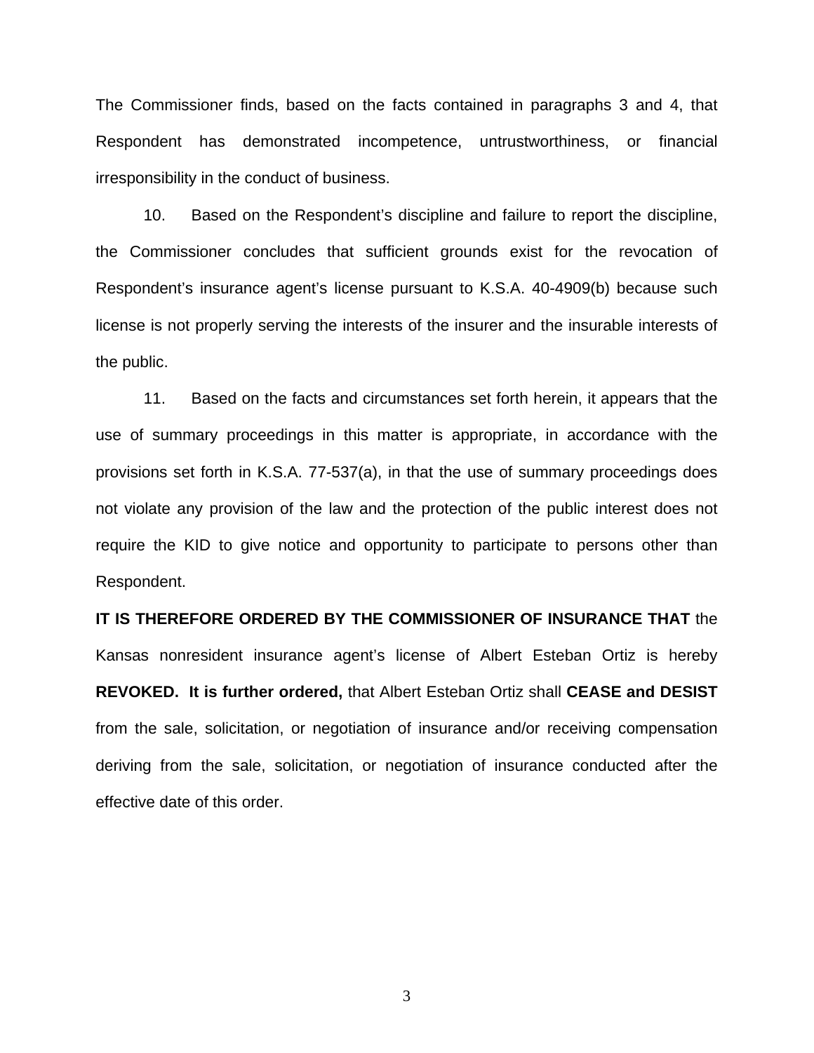The Commissioner finds, based on the facts contained in paragraphs 3 and 4, that Respondent has demonstrated incompetence, untrustworthiness, or financial irresponsibility in the conduct of business.

10. Based on the Respondent's discipline and failure to report the discipline, the Commissioner concludes that sufficient grounds exist for the revocation of Respondent's insurance agent's license pursuant to K.S.A. 40-4909(b) because such license is not properly serving the interests of the insurer and the insurable interests of the public.

11. Based on the facts and circumstances set forth herein, it appears that the use of summary proceedings in this matter is appropriate, in accordance with the provisions set forth in K.S.A. 77-537(a), in that the use of summary proceedings does not violate any provision of the law and the protection of the public interest does not require the KID to give notice and opportunity to participate to persons other than Respondent.

**IT IS THEREFORE ORDERED BY THE COMMISSIONER OF INSURANCE THAT** the Kansas nonresident insurance agent's license of Albert Esteban Ortiz is hereby **REVOKED. It is further ordered,** that Albert Esteban Ortiz shall **CEASE and DESIST** from the sale, solicitation, or negotiation of insurance and/or receiving compensation deriving from the sale, solicitation, or negotiation of insurance conducted after the effective date of this order.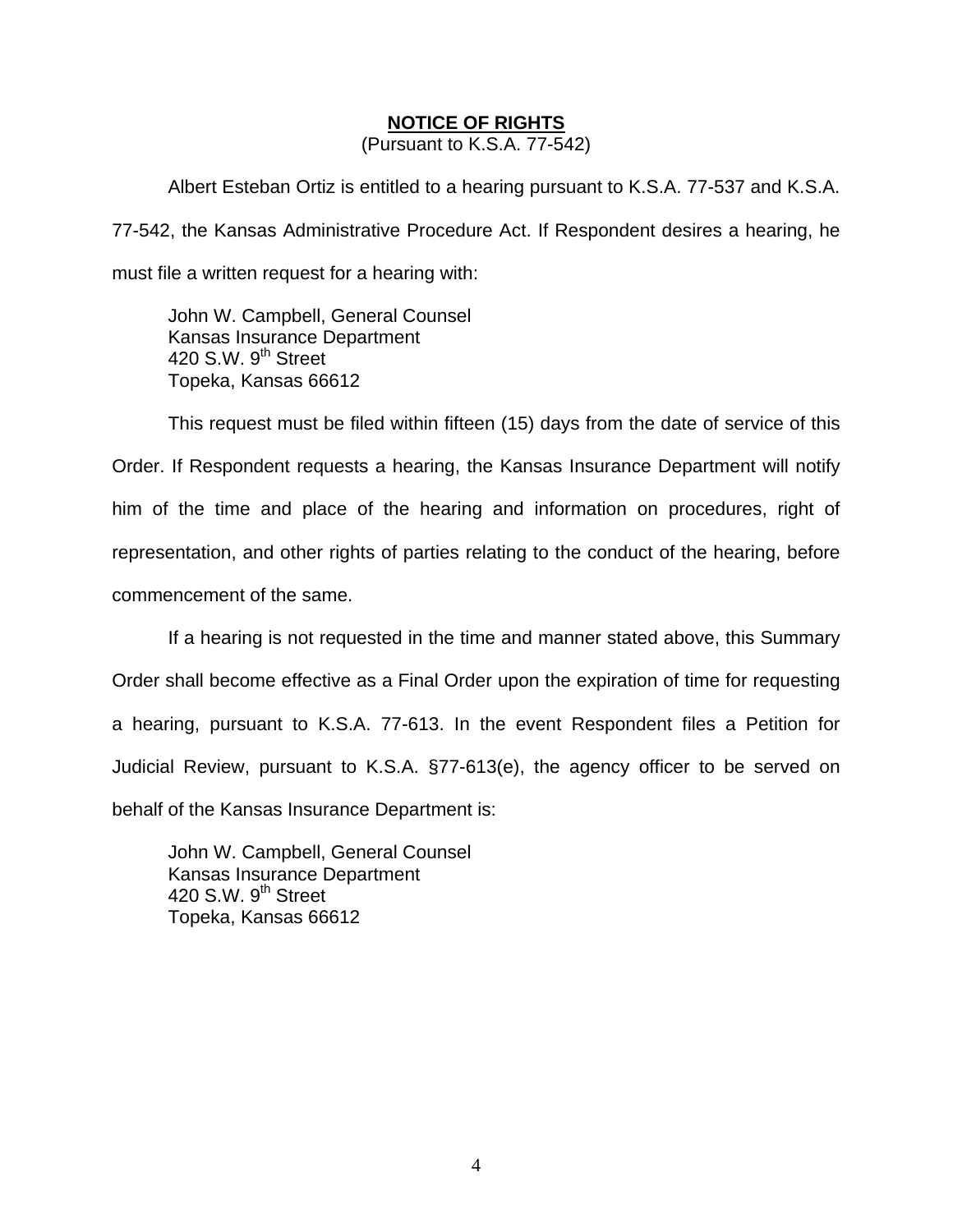**NOTICE OF RIGHTS**
(Pursuant to K.S.A. 77-542)

Albert Esteban Ortiz is entitled to a hearing pursuant to K.S.A. 77-537 and K.S.A. 77-542, the Kansas Administrative Procedure Act. If Respondent desires a hearing, he must file a written request for a hearing with:

John W. Campbell, General Counsel
Kansas Insurance Department
420 S.W. 9th Street
Topeka, Kansas 66612

This request must be filed within fifteen (15) days from the date of service of this Order. If Respondent requests a hearing, the Kansas Insurance Department will notify him of the time and place of the hearing and information on procedures, right of representation, and other rights of parties relating to the conduct of the hearing, before commencement of the same.

If a hearing is not requested in the time and manner stated above, this Summary Order shall become effective as a Final Order upon the expiration of time for requesting a hearing, pursuant to K.S.A. 77-613. In the event Respondent files a Petition for Judicial Review, pursuant to K.S.A. §77-613(e), the agency officer to be served on behalf of the Kansas Insurance Department is:

John W. Campbell, General Counsel
Kansas Insurance Department
420 S.W. 9th Street
Topeka, Kansas 66612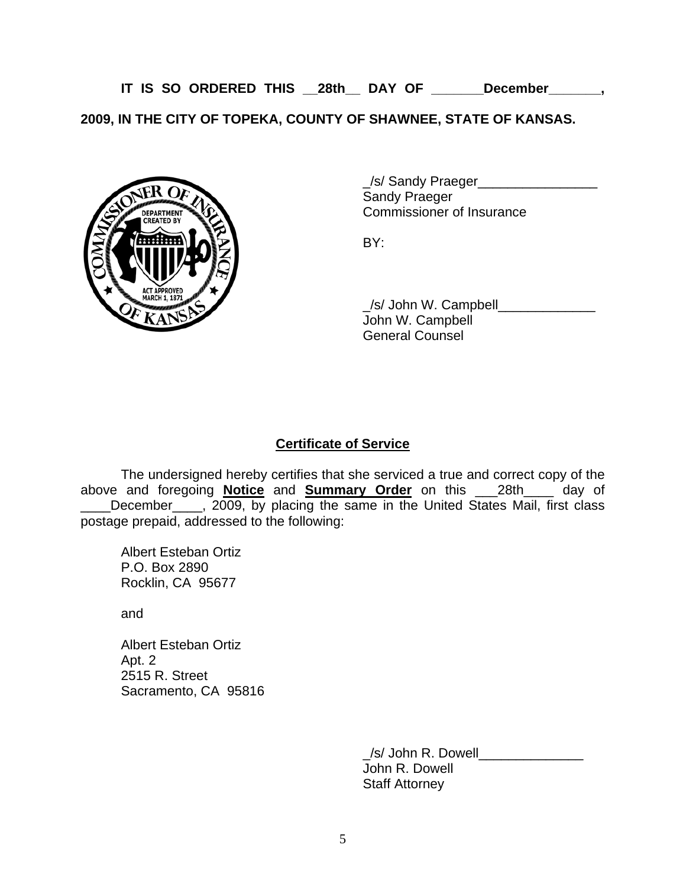**IT IS SO ORDERED THIS __28th__ DAY OF _______December_______, 2009, IN THE CITY OF TOPEKA, COUNTY OF SHAWNEE, STATE OF KANSAS.**

_/s/ Sandy Praeger________________
Sandy Praeger
Commissioner of Insurance

BY:

_/s/ John W. Campbell_____________
John W. Campbell
General Counsel

## Certificate of Service

The undersigned hereby certifies that she serviced a true and correct copy of the above and foregoing **Notice** and **Summary Order** on this ___28th____ day of ____December____, 2009, by placing the same in the United States Mail, first class postage prepaid, addressed to the following:

Albert Esteban Ortiz
P.O. Box 2890
Rocklin, CA 95677

and

Albert Esteban Ortiz
Apt. 2
2515 R. Street
Sacramento, CA 95816

_/s/ John R. Dowell______________
John R. Dowell
Staff Attorney